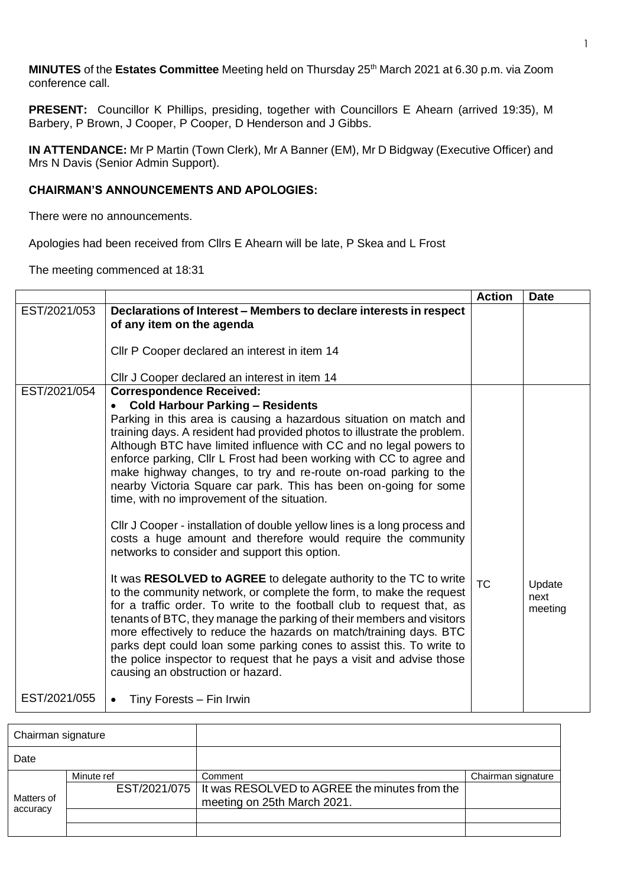**MINUTES** of the **Estates Committee** Meeting held on Thursday 25th March 2021 at 6.30 p.m. via Zoom conference call.

**PRESENT:** Councillor K Phillips, presiding, together with Councillors E Ahearn (arrived 19:35), M Barbery, P Brown, J Cooper, P Cooper, D Henderson and J Gibbs.

**IN ATTENDANCE:** Mr P Martin (Town Clerk), Mr A Banner (EM), Mr D Bidgway (Executive Officer) and Mrs N Davis (Senior Admin Support).

**CHAIRMAN'S ANNOUNCEMENTS AND APOLOGIES:**

There were no announcements.

Apologies had been received from Cllrs E Ahearn will be late, P Skea and L Frost

The meeting commenced at 18:31

| | | Action | Date |
|---|---|---|---|
| EST/2021/053 | **Declarations of Interest – Members to declare interests in respect of any item on the agenda**<br><br>Cllr P Cooper declared an interest in item 14<br><br>Cllr J Cooper declared an interest in item 14 | | |
| EST/2021/054 | **Correspondence Received:**<br>• **Cold Harbour Parking – Residents**<br>Parking in this area is causing a hazardous situation on match and training days. A resident had provided photos to illustrate the problem. Although BTC have limited influence with CC and no legal powers to enforce parking, Cllr L Frost had been working with CC to agree and make highway changes, to try and re-route on-road parking to the nearby Victoria Square car park. This has been on-going for some time, with no improvement of the situation.<br><br>Cllr J Cooper - installation of double yellow lines is a long process and costs a huge amount and therefore would require the community networks to consider and support this option.<br><br>It was **RESOLVED to AGREE** to delegate authority to the TC to write to the community network, or complete the form, to make the request for a traffic order. To write to the football club to request that, as tenants of BTC, they manage the parking of their members and visitors more effectively to reduce the hazards on match/training days. BTC parks dept could loan some parking cones to assist this. To write to the police inspector to request that he pays a visit and advise those causing an obstruction or hazard. | TC | Update next meeting |
| EST/2021/055 | • Tiny Forests – Fin Irwin | | |

| Chairman signature | | | |
|---|---|---|---|
| Date | | | |
| Matters of accuracy | Minute ref | Comment | Chairman signature |
| | EST/2021/075 | It was RESOLVED to AGREE the minutes from the meeting on 25th March 2021. | |
| | | | |
| | | | |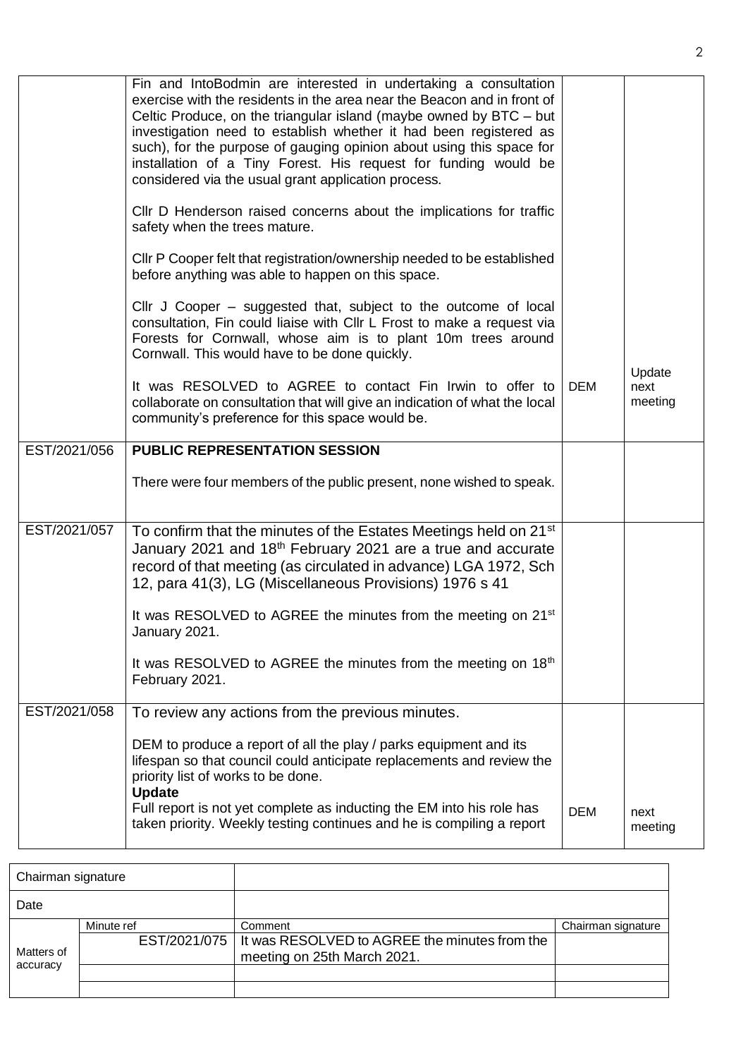| | | | |
|---|---|---|---|
| | Fin and IntoBodmin are interested in undertaking a consultation exercise with the residents in the area near the Beacon and in front of Celtic Produce, on the triangular island (maybe owned by BTC – but investigation need to establish whether it had been registered as such), for the purpose of gauging opinion about using this space for installation of a Tiny Forest. His request for funding would be considered via the usual grant application process.<br><br>Cllr D Henderson raised concerns about the implications for traffic safety when the trees mature.<br><br>Cllr P Cooper felt that registration/ownership needed to be established before anything was able to happen on this space.<br><br>Cllr J Cooper – suggested that, subject to the outcome of local consultation, Fin could liaise with Cllr L Frost to make a request via Forests for Cornwall, whose aim is to plant 10m trees around Cornwall. This would have to be done quickly.<br><br>It was RESOLVED to AGREE to contact Fin Irwin to offer to collaborate on consultation that will give an indication of what the local community's preference for this space would be. | DEM | Update next meeting |
| EST/2021/056 | **PUBLIC REPRESENTATION SESSION**<br><br>There were four members of the public present, none wished to speak. | | |
| EST/2021/057 | To confirm that the minutes of the Estates Meetings held on 21st January 2021 and 18th February 2021 are a true and accurate record of that meeting (as circulated in advance) LGA 1972, Sch 12, para 41(3), LG (Miscellaneous Provisions) 1976 s 41<br><br>It was RESOLVED to AGREE the minutes from the meeting on 21st January 2021.<br><br>It was RESOLVED to AGREE the minutes from the meeting on 18th February 2021. | | |
| EST/2021/058 | To review any actions from the previous minutes.<br><br>DEM to produce a report of all the play / parks equipment and its lifespan so that council could anticipate replacements and review the priority list of works to be done.<br>**Update**<br>Full report is not yet complete as inducting the EM into his role has taken priority. Weekly testing continues and he is compiling a report | DEM | next meeting |

| Chairman signature | | | |
|---|---|---|---|
| Date | | | |
| Matters of accuracy | Minute ref | Comment | Chairman signature |
| | EST/2021/075 | It was RESOLVED to AGREE the minutes from the meeting on 25th March 2021. | |
| | | | |
| | | | |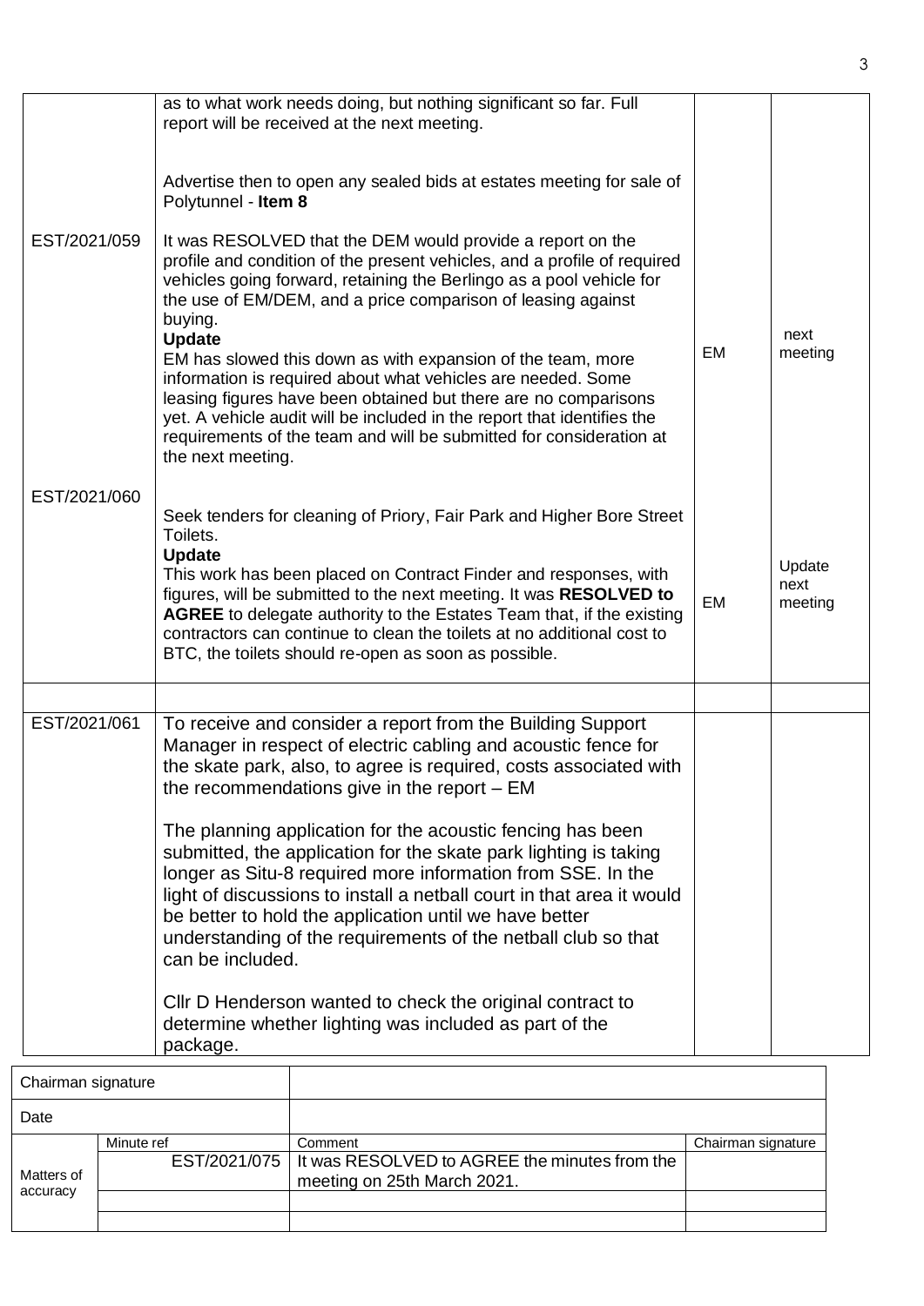| | | | |
|---|---|---|---|
| | as to what work needs doing, but nothing significant so far. Full report will be received at the next meeting.<br><br>Advertise then to open any sealed bids at estates meeting for sale of Polytunnel - **Item 8** | | |
| EST/2021/059 | It was RESOLVED that the DEM would provide a report on the profile and condition of the present vehicles, and a profile of required vehicles going forward, retaining the Berlingo as a pool vehicle for the use of EM/DEM, and a price comparison of leasing against buying.<br>**Update**<br>EM has slowed this down as with expansion of the team, more information is required about what vehicles are needed. Some leasing figures have been obtained but there are no comparisons yet. A vehicle audit will be included in the report that identifies the requirements of the team and will be submitted for consideration at the next meeting. | EM | next meeting |
| EST/2021/060 | Seek tenders for cleaning of Priory, Fair Park and Higher Bore Street Toilets.<br>**Update**<br>This work has been placed on Contract Finder and responses, with figures, will be submitted to the next meeting. It was **RESOLVED to AGREE** to delegate authority to the Estates Team that, if the existing contractors can continue to clean the toilets at no additional cost to BTC, the toilets should re-open as soon as possible. | EM | Update next meeting |
| | | | |
| EST/2021/061 | To receive and consider a report from the Building Support Manager in respect of electric cabling and acoustic fence for the skate park, also, to agree is required, costs associated with the recommendations give in the report – EM<br><br>The planning application for the acoustic fencing has been submitted, the application for the skate park lighting is taking longer as Situ-8 required more information from SSE. In the light of discussions to install a netball court in that area it would be better to hold the application until we have better understanding of the requirements of the netball club so that can be included.<br><br>Cllr D Henderson wanted to check the original contract to determine whether lighting was included as part of the package. | | |

| Chairman signature | | | |
|---|---|---|---|
| Date | | | |
| Matters of accuracy | Minute ref | Comment | Chairman signature |
| | EST/2021/075 | It was RESOLVED to AGREE the minutes from the meeting on 25th March 2021. | |
| | | | |
| | | | |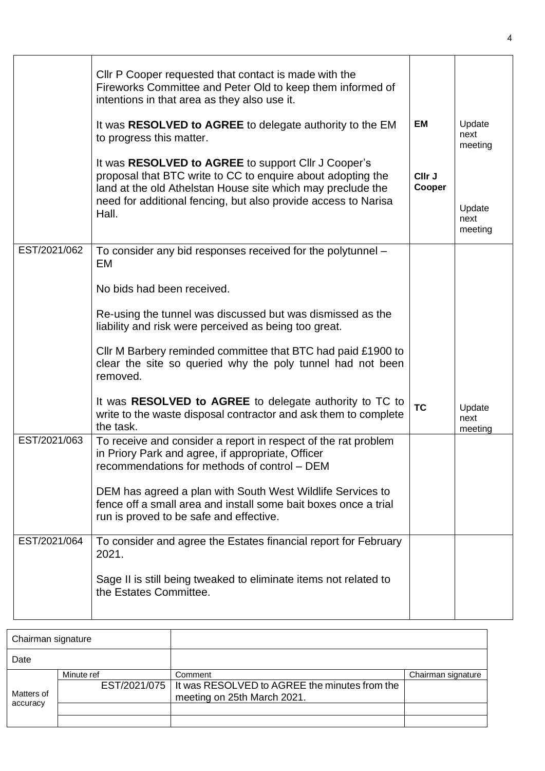| | | | |
|---|---|---|---|
| | Cllr P Cooper requested that contact is made with the Fireworks Committee and Peter Old to keep them informed of intentions in that area as they also use it.<br><br>It was **RESOLVED to AGREE** to delegate authority to the EM to progress this matter.<br><br>It was **RESOLVED to AGREE** to support Cllr J Cooper's proposal that BTC write to CC to enquire about adopting the land at the old Athelstan House site which may preclude the need for additional fencing, but also provide access to Narisa Hall. | **EM**<br><br>**Cllr J Cooper** | Update next meeting<br><br>Update next meeting |
| EST/2021/062 | To consider any bid responses received for the polytunnel – EM<br><br>No bids had been received.<br><br>Re-using the tunnel was discussed but was dismissed as the liability and risk were perceived as being too great.<br><br>Cllr M Barbery reminded committee that BTC had paid £1900 to clear the site so queried why the poly tunnel had not been removed.<br><br>It was **RESOLVED to AGREE** to delegate authority to TC to write to the waste disposal contractor and ask them to complete the task. | **TC** | Update next meeting |
| EST/2021/063 | To receive and consider a report in respect of the rat problem in Priory Park and agree, if appropriate, Officer recommendations for methods of control – DEM<br><br>DEM has agreed a plan with South West Wildlife Services to fence off a small area and install some bait boxes once a trial run is proved to be safe and effective. | | |
| EST/2021/064 | To consider and agree the Estates financial report for February 2021.<br><br>Sage II is still being tweaked to eliminate items not related to the Estates Committee. | | |

| Chairman signature | | | |
|---|---|---|---|
| Date | | | |
| Matters of accuracy | Minute ref | Comment | Chairman signature |
| | EST/2021/075 | It was RESOLVED to AGREE the minutes from the meeting on 25th March 2021. | |
| | | | |
| | | | |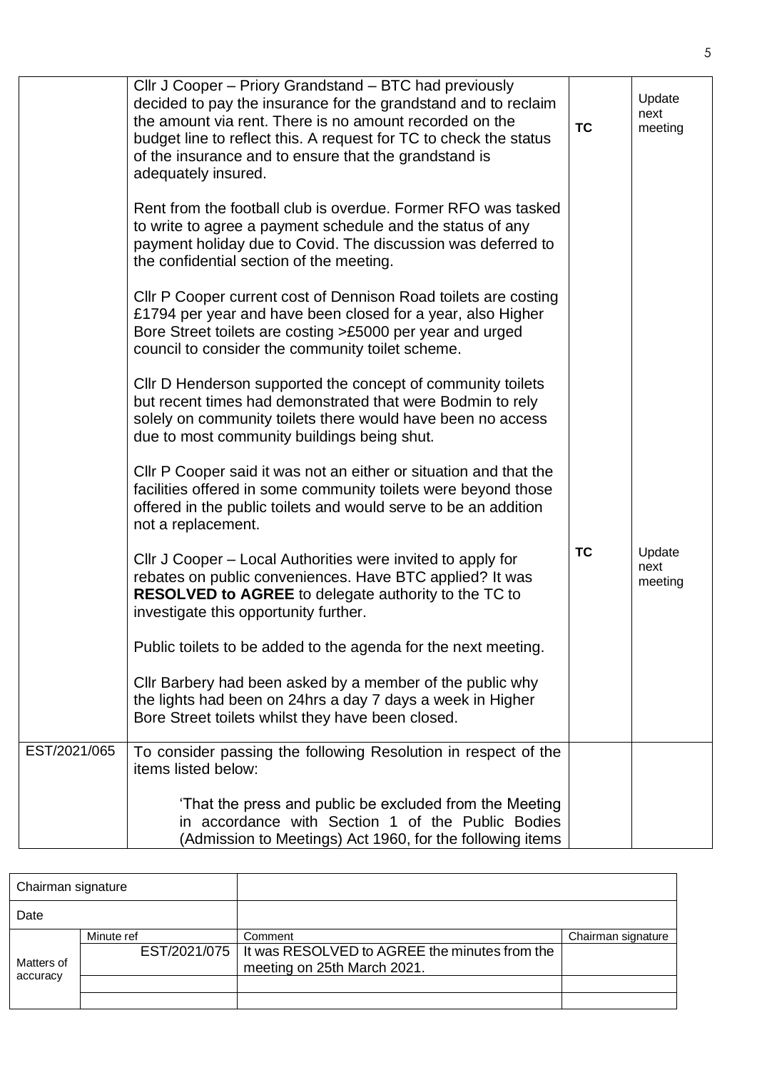| | | | |
|---|---|---|---|
| | Cllr J Cooper – Priory Grandstand – BTC had previously decided to pay the insurance for the grandstand and to reclaim the amount via rent. There is no amount recorded on the budget line to reflect this. A request for TC to check the status of the insurance and to ensure that the grandstand is adequately insured.<br><br>Rent from the football club is overdue. Former RFO was tasked to write to agree a payment schedule and the status of any payment holiday due to Covid. The discussion was deferred to the confidential section of the meeting.<br><br>Cllr P Cooper current cost of Dennison Road toilets are costing £1794 per year and have been closed for a year, also Higher Bore Street toilets are costing >£5000 per year and urged council to consider the community toilet scheme.<br><br>Cllr D Henderson supported the concept of community toilets but recent times had demonstrated that were Bodmin to rely solely on community toilets there would have been no access due to most community buildings being shut.<br><br>Cllr P Cooper said it was not an either or situation and that the facilities offered in some community toilets were beyond those offered in the public toilets and would serve to be an addition not a replacement. | **TC** | Update next meeting |
| | Cllr J Cooper – Local Authorities were invited to apply for rebates on public conveniences. Have BTC applied? It was **RESOLVED to AGREE** to delegate authority to the TC to investigate this opportunity further.<br><br>Public toilets to be added to the agenda for the next meeting.<br><br>Cllr Barbery had been asked by a member of the public why the lights had been on 24hrs a day 7 days a week in Higher Bore Street toilets whilst they have been closed. | **TC** | Update next meeting |
| EST/2021/065 | To consider passing the following Resolution in respect of the items listed below:<br><br>'That the press and public be excluded from the Meeting in accordance with Section 1 of the Public Bodies (Admission to Meetings) Act 1960, for the following items | | |

| Chairman signature | | | |
|---|---|---|---|
| Date | | | |
| Matters of accuracy | Minute ref | Comment | Chairman signature |
| | EST/2021/075 | It was RESOLVED to AGREE the minutes from the meeting on 25th March 2021. | |
| | | | |
| | | | |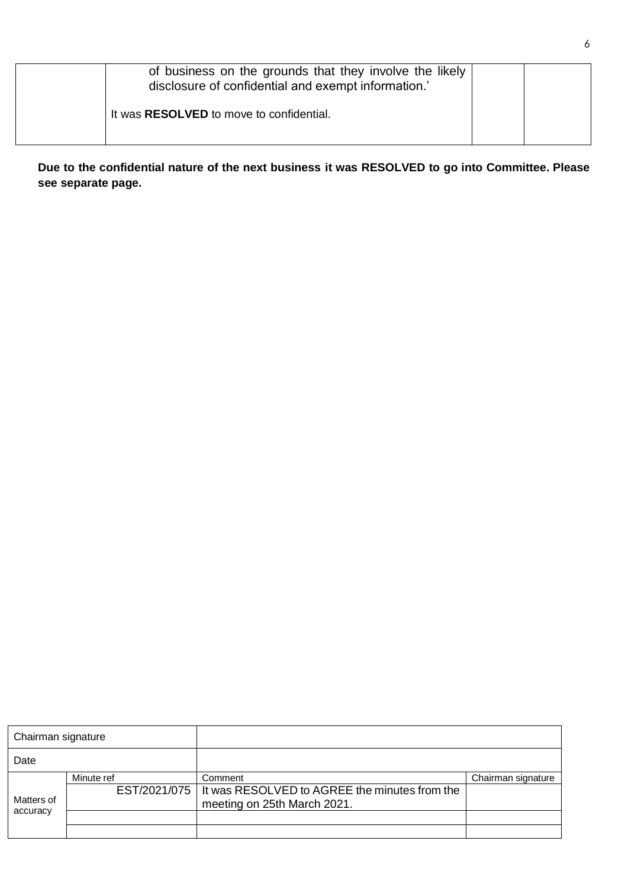| | | | |
|---|---|---|---|
| | of business on the grounds that they involve the likely disclosure of confidential and exempt information.'<br><br>It was **RESOLVED** to move to confidential. | | |

**Due to the confidential nature of the next business it was RESOLVED to go into Committee. Please see separate page.**

| Chairman signature | | | |
|---|---|---|---|
| Date | | | |
| Matters of accuracy | Minute ref | Comment | Chairman signature |
| | EST/2021/075 | It was RESOLVED to AGREE the minutes from the meeting on 25th March 2021. | |
| | | | |
| | | | |